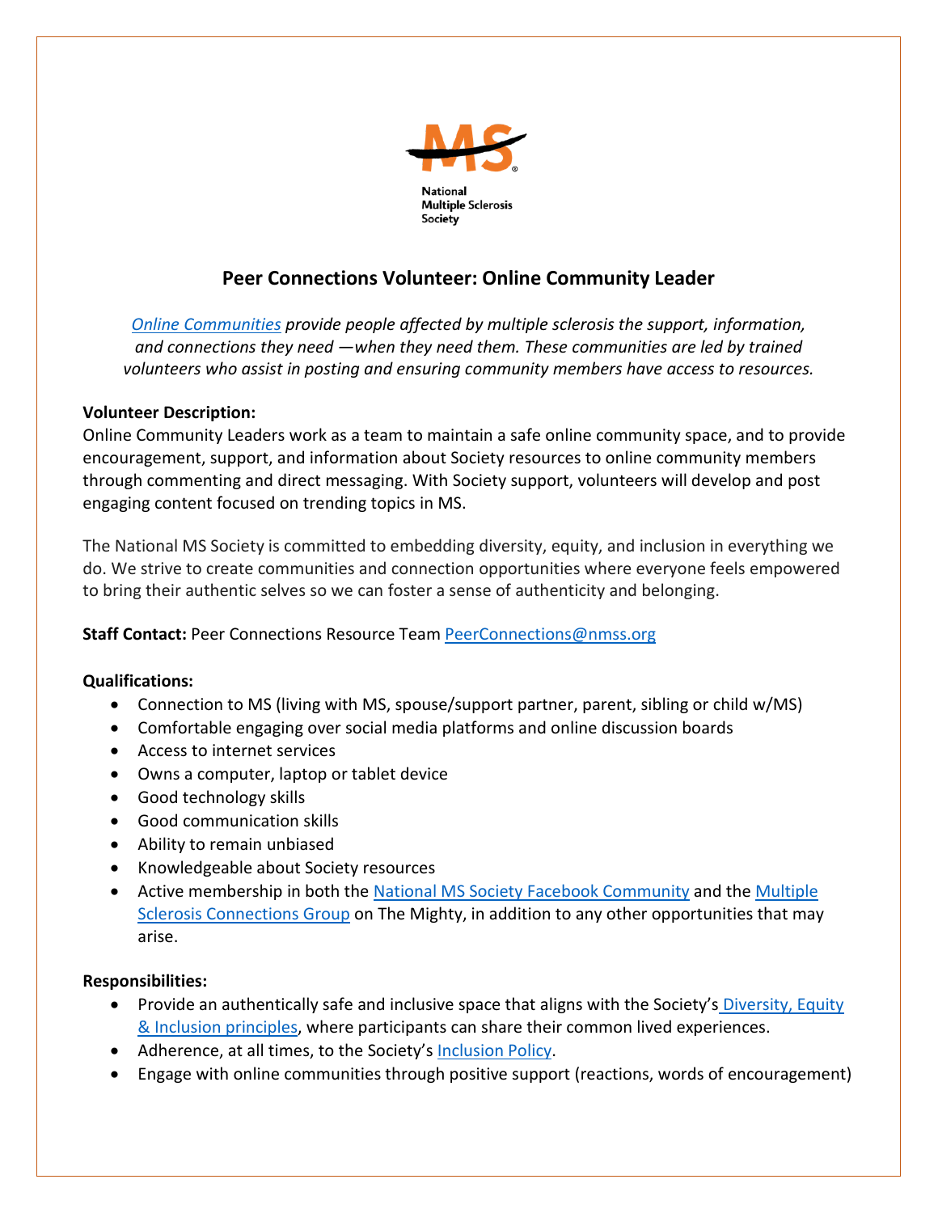National Multiple Sclerosis Society

## Peer Connections Volunteer: Online Community Leader

*Online Communities provide people affected by multiple sclerosis the support, information, and connections they need —when they need them. These communities are led by trained volunteers who assist in posting and ensuring community members have access to resources.*

**Volunteer Description:**
Online Community Leaders work as a team to maintain a safe online community space, and to provide encouragement, support, and information about Society resources to online community members through commenting and direct messaging. With Society support, volunteers will develop and post engaging content focused on trending topics in MS.

The National MS Society is committed to embedding diversity, equity, and inclusion in everything we do. We strive to create communities and connection opportunities where everyone feels empowered to bring their authentic selves so we can foster a sense of authenticity and belonging.

**Staff Contact:** Peer Connections Resource Team PeerConnections@nmss.org

**Qualifications:**

- Connection to MS (living with MS, spouse/support partner, parent, sibling or child w/MS)
- Comfortable engaging over social media platforms and online discussion boards
- Access to internet services
- Owns a computer, laptop or tablet device
- Good technology skills
- Good communication skills
- Ability to remain unbiased
- Knowledgeable about Society resources
- Active membership in both the National MS Society Facebook Community and the Multiple Sclerosis Connections Group on The Mighty, in addition to any other opportunities that may arise.

**Responsibilities:**

- Provide an authentically safe and inclusive space that aligns with the Society's Diversity, Equity & Inclusion principles, where participants can share their common lived experiences.
- Adherence, at all times, to the Society's Inclusion Policy.
- Engage with online communities through positive support (reactions, words of encouragement)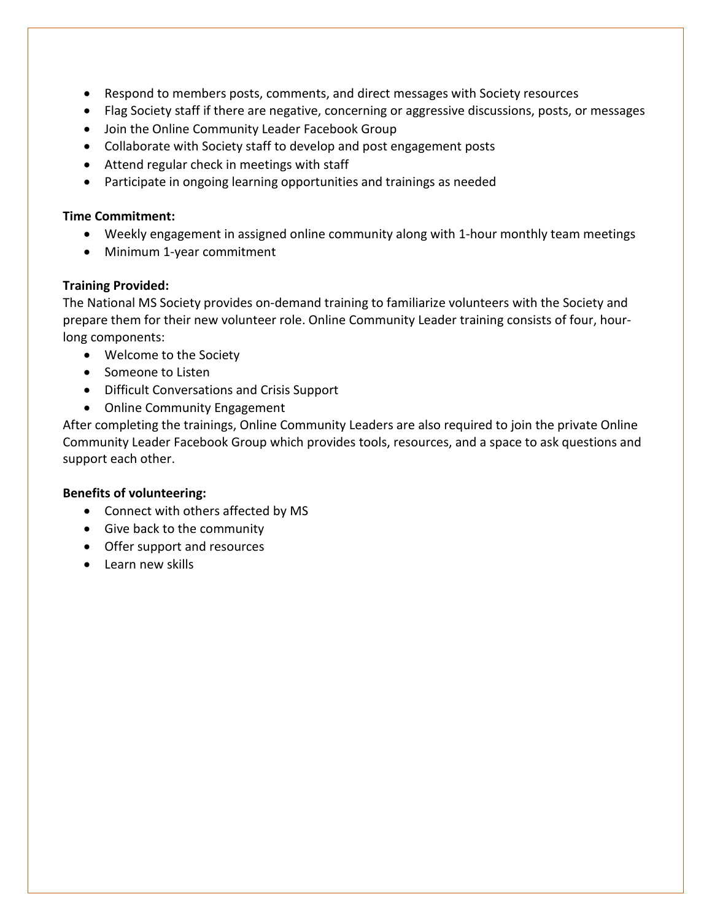- Respond to members posts, comments, and direct messages with Society resources
- Flag Society staff if there are negative, concerning or aggressive discussions, posts, or messages
- Join the Online Community Leader Facebook Group
- Collaborate with Society staff to develop and post engagement posts
- Attend regular check in meetings with staff
- Participate in ongoing learning opportunities and trainings as needed

**Time Commitment:**

- Weekly engagement in assigned online community along with 1-hour monthly team meetings
- Minimum 1-year commitment

**Training Provided:**

The National MS Society provides on-demand training to familiarize volunteers with the Society and prepare them for their new volunteer role. Online Community Leader training consists of four, hour-long components:

- Welcome to the Society
- Someone to Listen
- Difficult Conversations and Crisis Support
- Online Community Engagement

After completing the trainings, Online Community Leaders are also required to join the private Online Community Leader Facebook Group which provides tools, resources, and a space to ask questions and support each other.

**Benefits of volunteering:**

- Connect with others affected by MS
- Give back to the community
- Offer support and resources
- Learn new skills